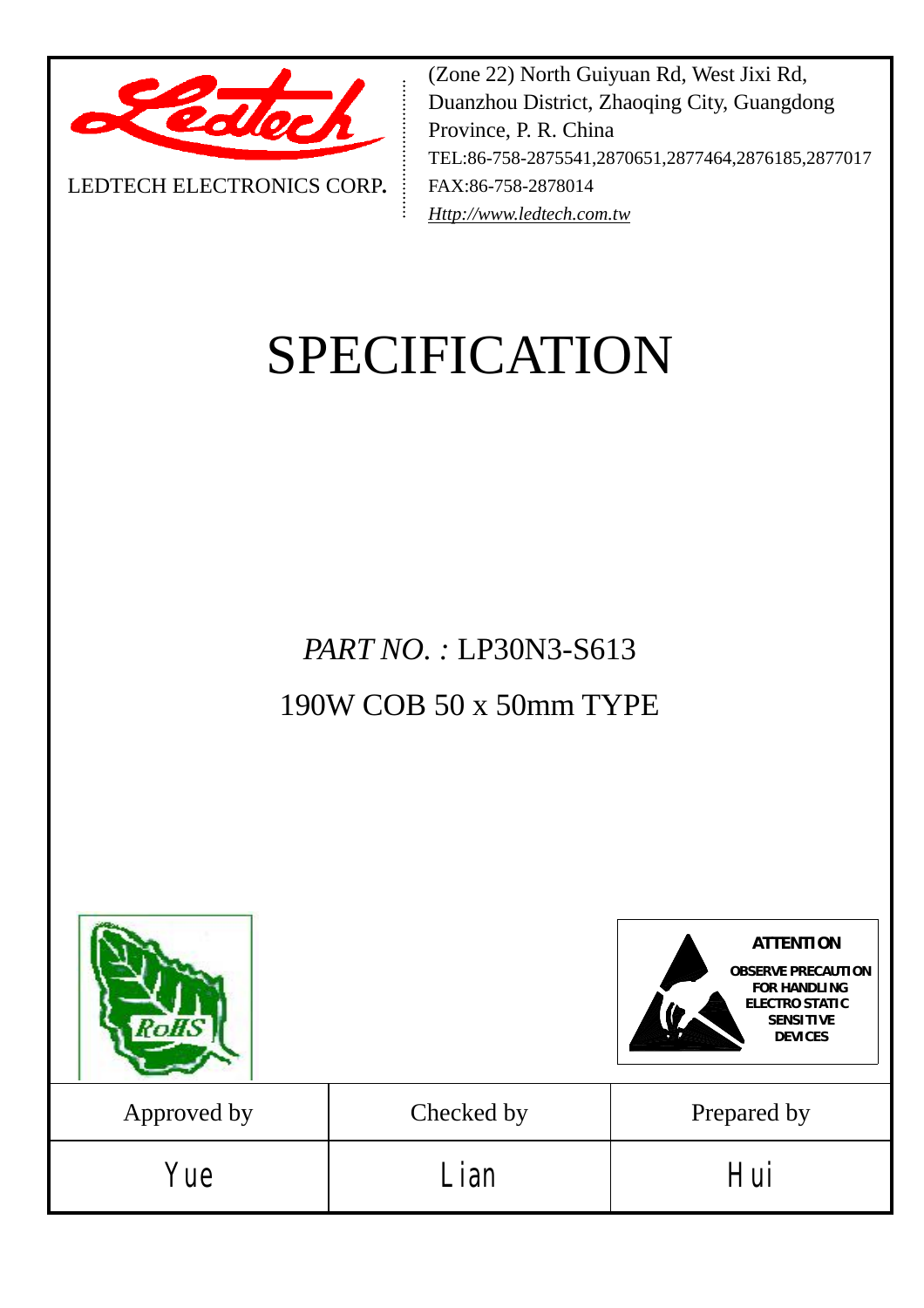LEDTECH ELECTRONICS CORP.

(Zone 22) North Guiyuan Rd, West Jixi Rd, Duanzhou District, Zhaoqing City, Guangdong Province, P. R. China
TEL:86-758-2875541,2870651,2877464,2876185,2877017
FAX:86-758-2878014
*Http://www.ledtech.com.tw*

# SPECIFICATION

*PART NO. :* LP30N3-S613

190W COB 50 x 50mm TYPE

RoHS

**ATTENTION**
**OBSERVE PRECAUTION FOR HANDLING ELECTRO STATIC SENSITIVE DEVICES**

| Approved by | Checked by | Prepared by |
| --- | --- | --- |
| Yue | Lian | Hui |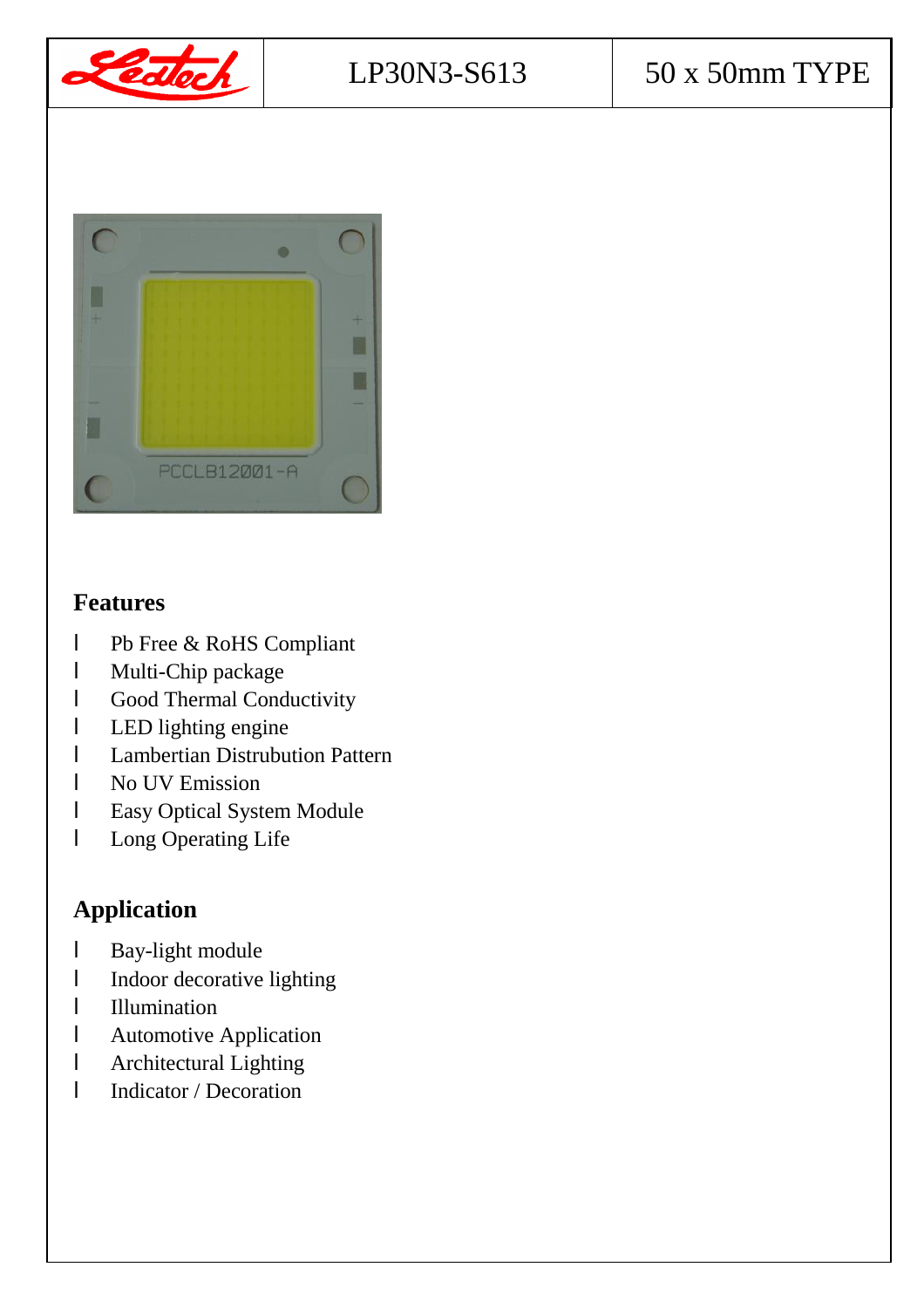| Ledtech | LP30N3-S613 | 50 x 50mm TYPE |
|---|---|---|

## Features

- Pb Free & RoHS Compliant
- Multi-Chip package
- Good Thermal Conductivity
- LED lighting engine
- Lambertian Distrubution Pattern
- No UV Emission
- Easy Optical System Module
- Long Operating Life

## Application

- Bay-light module
- Indoor decorative lighting
- Illumination
- Automotive Application
- Architectural Lighting
- Indicator / Decoration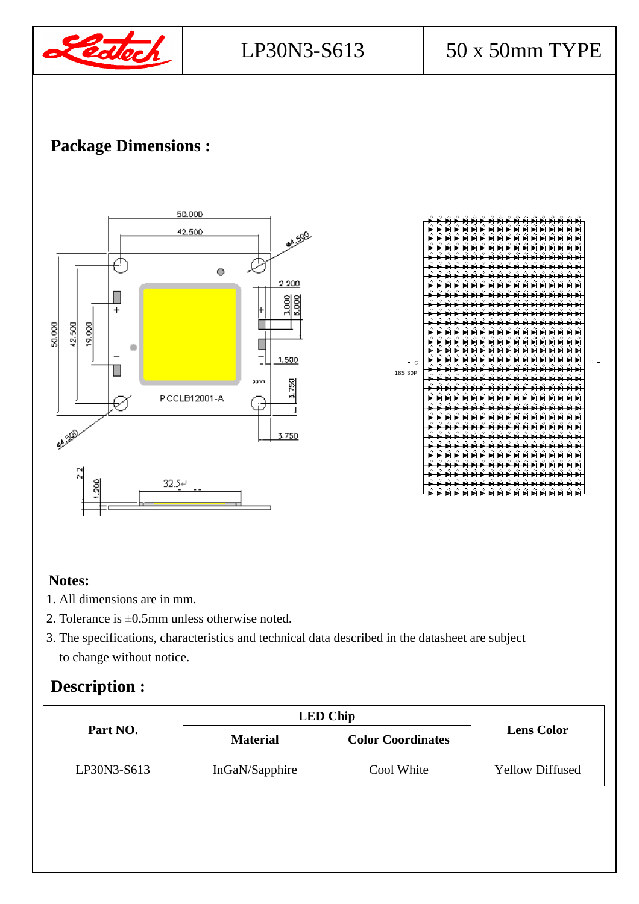## Package Dimensions :

## Notes:

1. All dimensions are in mm.
2. Tolerance is ±0.5mm unless otherwise noted.
3. The specifications, characteristics and technical data described in the datasheet are subject to change without notice.

## Description :

| Part NO. | LED Chip | | Lens Color |
|---|---|---|---|
| | Material | Color Coordinates | |
| LP30N3-S613 | InGaN/Sapphire | Cool White | Yellow Diffused |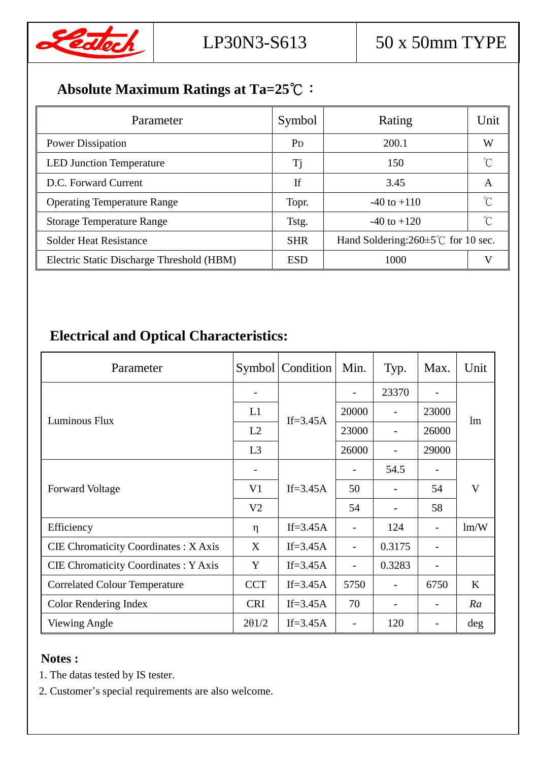| Ledtech | LP30N3-S613 | 50 x 50mm TYPE |
|---|---|---|

## Absolute Maximum Ratings at Ta=25℃：

| Parameter | Symbol | Rating | Unit |
|---|---|---|---|
| Power Dissipation | $P_D$ | 200.1 | W |
| LED Junction Temperature | Tj | 150 | ℃ |
| D.C. Forward Current | If | 3.45 | A |
| Operating Temperature Range | Topr. | -40 to +110 | ℃ |
| Storage Temperature Range | Tstg. | -40 to +120 | ℃ |
| Solder Heat Resistance | SHR | Hand Soldering:260±5℃ for 10 sec. | |
| Electric Static Discharge Threshold (HBM) | ESD | 1000 | V |

## Electrical and Optical Characteristics:

| Parameter | Symbol | Condition | Min. | Typ. | Max. | Unit |
|---|---|---|---|---|---|---|
| Luminous Flux | - | If=3.45A | - | 23370 | - | lm |
| | L1 | | 20000 | - | 23000 | |
| | L2 | | 23000 | - | 26000 | |
| | L3 | | 26000 | - | 29000 | |
| Forward Voltage | - | If=3.45A | - | 54.5 | - | V |
| | V1 | | 50 | - | 54 | |
| | V2 | | 54 | - | 58 | |
| Efficiency | η | If=3.45A | - | 124 | - | lm/W |
| CIE Chromaticity Coordinates : X Axis | X | If=3.45A | - | 0.3175 | - | |
| CIE Chromaticity Coordinates : Y Axis | Y | If=3.45A | - | 0.3283 | - | |
| Correlated Colour Temperature | CCT | If=3.45A | 5750 | - | 6750 | K |
| Color Rendering Index | CRI | If=3.45A | 70 | - | - | *Ra* |
| Viewing Angle | 2θ1/2 | If=3.45A | - | 120 | - | deg |

**Notes :**

1. The datas tested by IS tester.
2. Customer's special requirements are also welcome.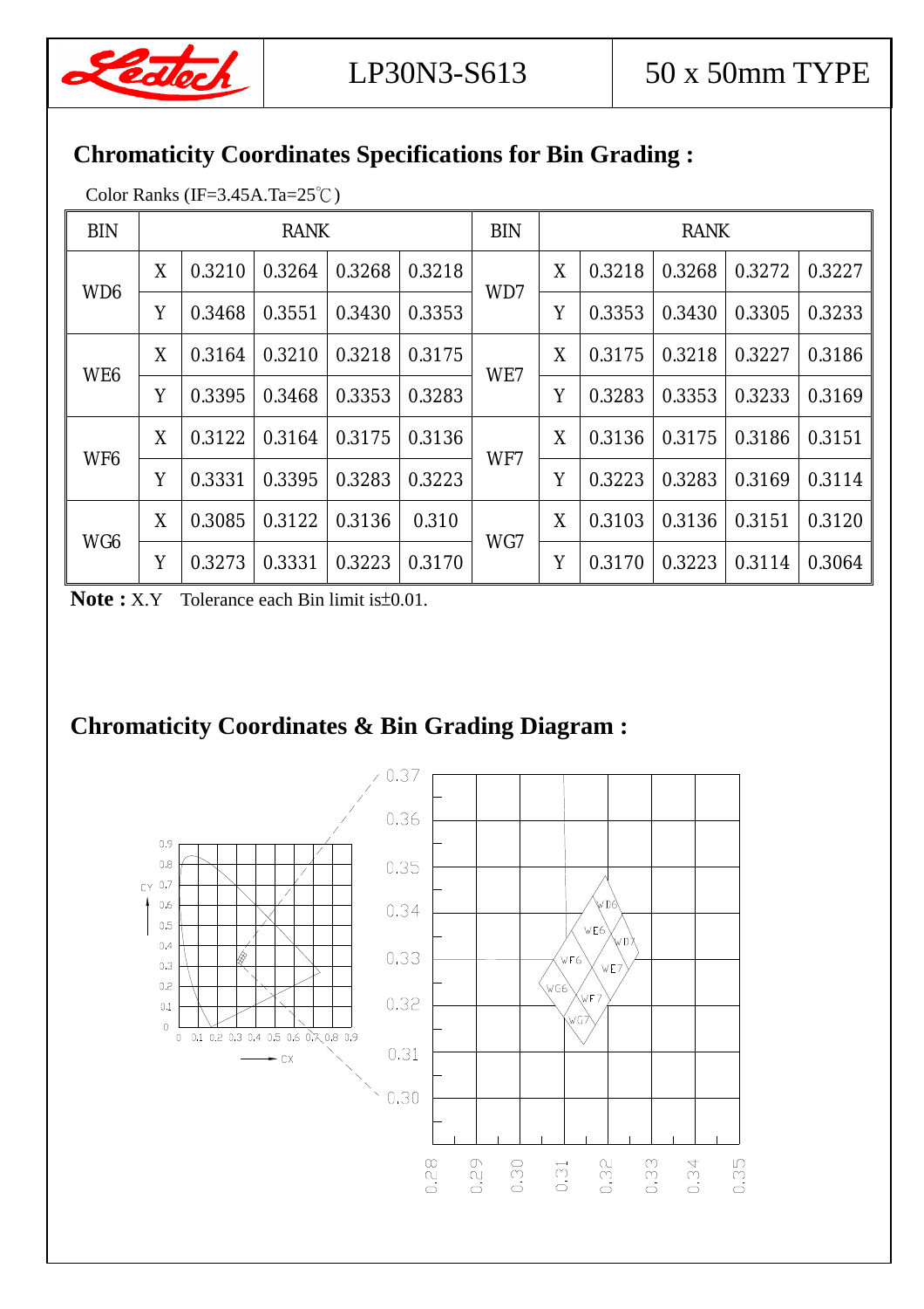## Chromaticity Coordinates Specifications for Bin Grading :

Color Ranks (IF=3.45A.Ta=25℃)

| BIN | RANK | | | | | BIN | RANK | | | | |
|---|---|---|---|---|---|---|---|---|---|---|---|
| WD6 | X | 0.3210 | 0.3264 | 0.3268 | 0.3218 | WD7 | X | 0.3218 | 0.3268 | 0.3272 | 0.3227 |
| | Y | 0.3468 | 0.3551 | 0.3430 | 0.3353 | | Y | 0.3353 | 0.3430 | 0.3305 | 0.3233 |
| WE6 | X | 0.3164 | 0.3210 | 0.3218 | 0.3175 | WE7 | X | 0.3175 | 0.3218 | 0.3227 | 0.3186 |
| | Y | 0.3395 | 0.3468 | 0.3353 | 0.3283 | | Y | 0.3283 | 0.3353 | 0.3233 | 0.3169 |
| WF6 | X | 0.3122 | 0.3164 | 0.3175 | 0.3136 | WF7 | X | 0.3136 | 0.3175 | 0.3186 | 0.3151 |
| | Y | 0.3331 | 0.3395 | 0.3283 | 0.3223 | | Y | 0.3223 | 0.3283 | 0.3169 | 0.3114 |
| WG6 | X | 0.3085 | 0.3122 | 0.3136 | 0.310 | WG7 | X | 0.3103 | 0.3136 | 0.3151 | 0.3120 |
| | Y | 0.3273 | 0.3331 | 0.3223 | 0.3170 | | Y | 0.3170 | 0.3223 | 0.3114 | 0.3064 |

**Note :** X.Y Tolerance each Bin limit is±0.01.

## Chromaticity Coordinates & Bin Grading Diagram :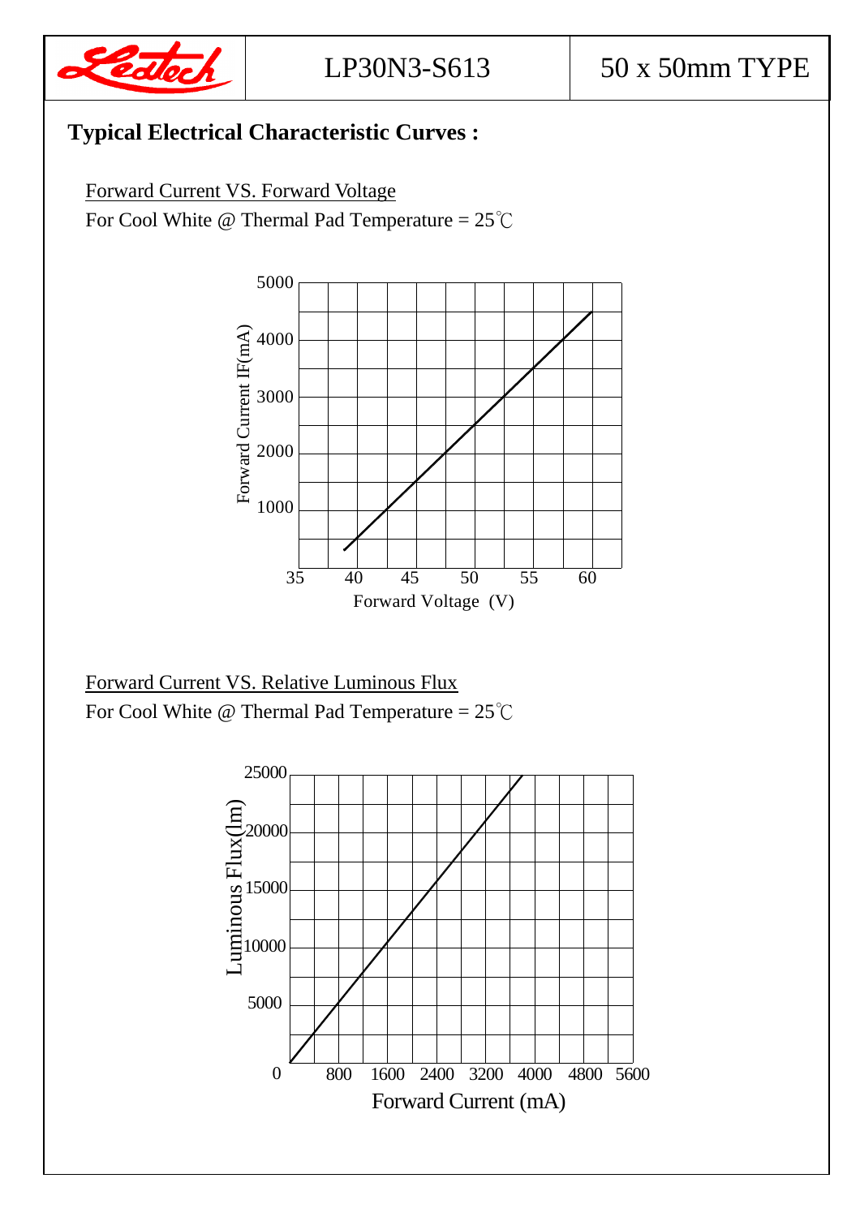## Typical Electrical Characteristic Curves :

Forward Current VS. Forward Voltage

For Cool White @ Thermal Pad Temperature = 25℃

Forward Current VS. Relative Luminous Flux

For Cool White @ Thermal Pad Temperature = 25℃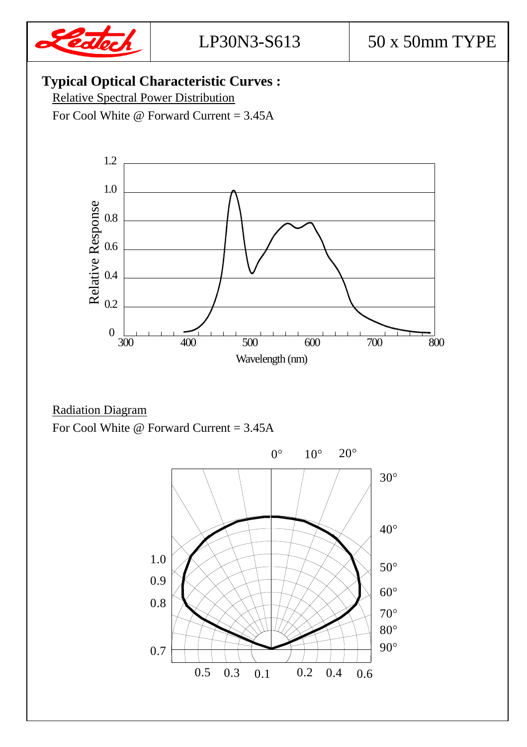## Typical Optical Characteristic Curves :

Relative Spectral Power Distribution

For Cool White @ Forward Current = 3.45A

Radiation Diagram

For Cool White @ Forward Current = 3.45A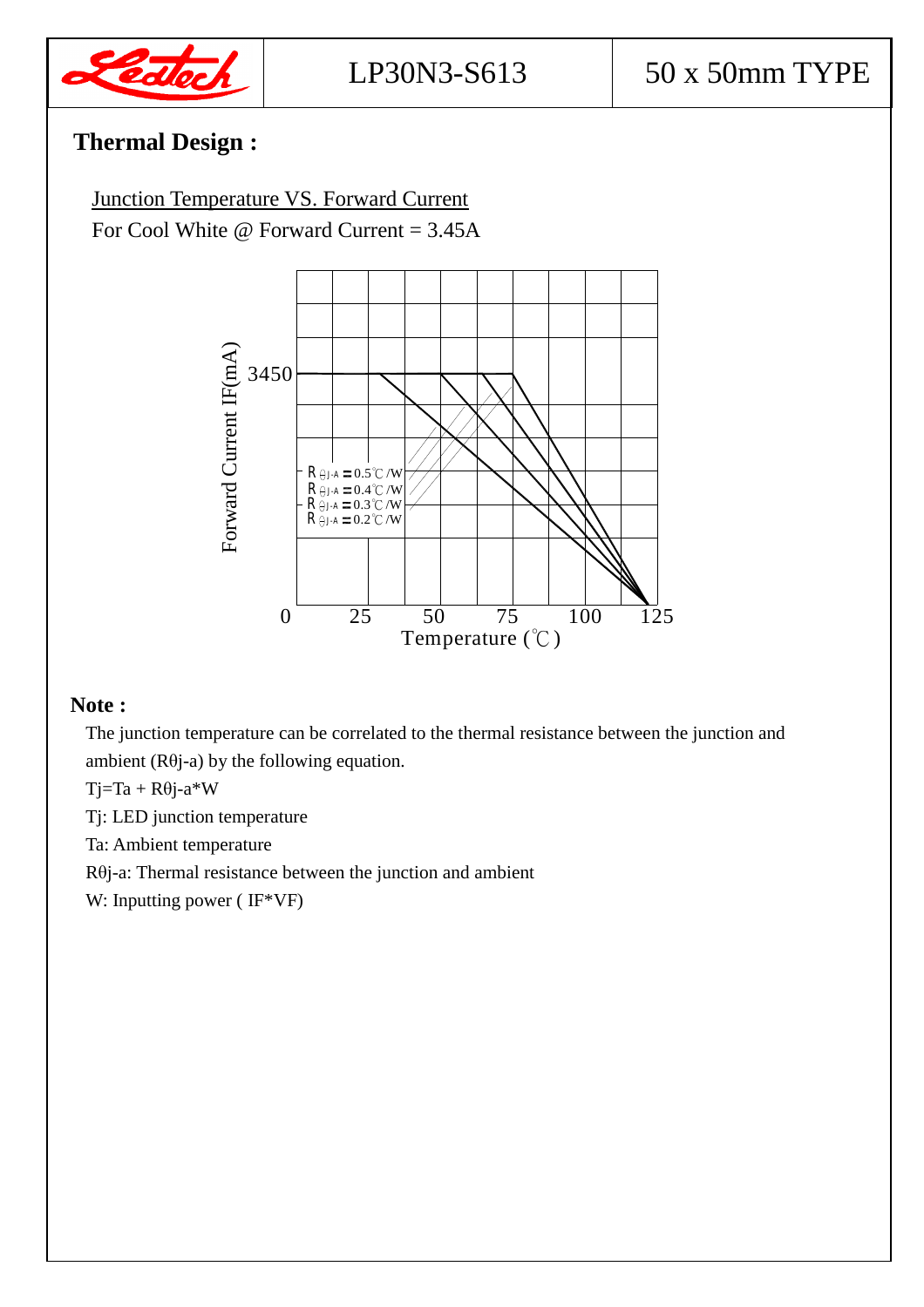LP30N3-S613 | 50 x 50mm TYPE

## Thermal Design :

Junction Temperature VS. Forward Current

For Cool White @ Forward Current = 3.45A

Forward Current IF(mA)

3450

$R_{\theta J\text{-}A}$ = 0.5℃/W
$R_{\theta J\text{-}A}$ = 0.4℃/W
$R_{\theta J\text{-}A}$ = 0.3℃/W
$R_{\theta J\text{-}A}$ = 0.2℃/W

0 25 50 75 100 125

Temperature (℃)

**Note :**

The junction temperature can be correlated to the thermal resistance between the junction and ambient (Rθj-a) by the following equation.

Tj=Ta + Rθj-a*W

Tj: LED junction temperature

Ta: Ambient temperature

Rθj-a: Thermal resistance between the junction and ambient

W: Inputting power ( IF*VF)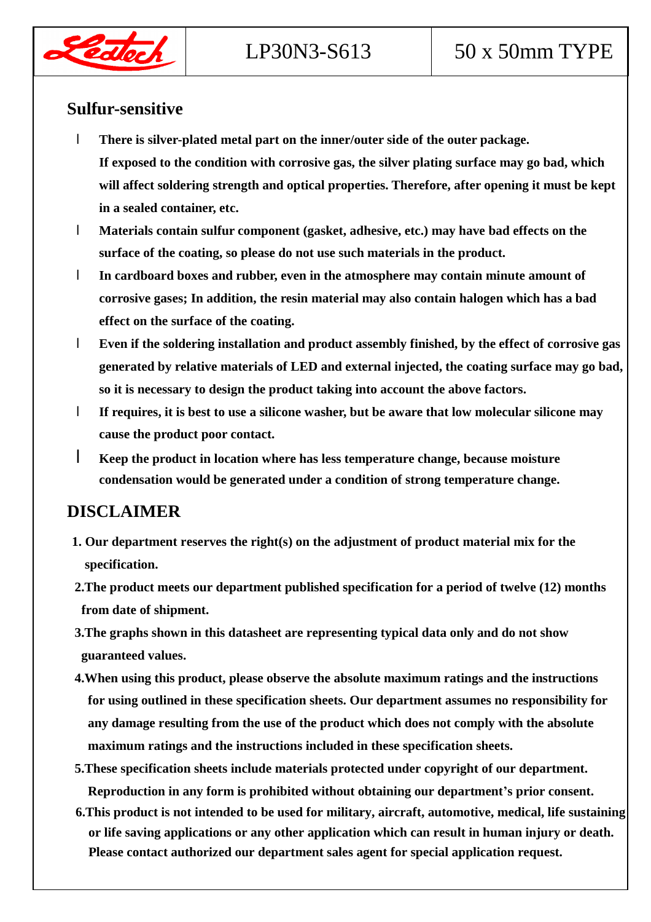## Sulfur-sensitive

- There is silver-plated metal part on the inner/outer side of the outer package. If exposed to the condition with corrosive gas, the silver plating surface may go bad, which will affect soldering strength and optical properties. Therefore, after opening it must be kept in a sealed container, etc.
- Materials contain sulfur component (gasket, adhesive, etc.) may have bad effects on the surface of the coating, so please do not use such materials in the product.
- In cardboard boxes and rubber, even in the atmosphere may contain minute amount of corrosive gases; In addition, the resin material may also contain halogen which has a bad effect on the surface of the coating.
- Even if the soldering installation and product assembly finished, by the effect of corrosive gas generated by relative materials of LED and external injected, the coating surface may go bad, so it is necessary to design the product taking into account the above factors.
- If requires, it is best to use a silicone washer, but be aware that low molecular silicone may cause the product poor contact.
- Keep the product in location where has less temperature change, because moisture condensation would be generated under a condition of strong temperature change.

## DISCLAIMER

1. Our department reserves the right(s) on the adjustment of product material mix for the specification.
2. The product meets our department published specification for a period of twelve (12) months from date of shipment.
3. The graphs shown in this datasheet are representing typical data only and do not show guaranteed values.
4. When using this product, please observe the absolute maximum ratings and the instructions for using outlined in these specification sheets. Our department assumes no responsibility for any damage resulting from the use of the product which does not comply with the absolute maximum ratings and the instructions included in these specification sheets.
5. These specification sheets include materials protected under copyright of our department. Reproduction in any form is prohibited without obtaining our department's prior consent.
6. This product is not intended to be used for military, aircraft, automotive, medical, life sustaining or life saving applications or any other application which can result in human injury or death. Please contact authorized our department sales agent for special application request.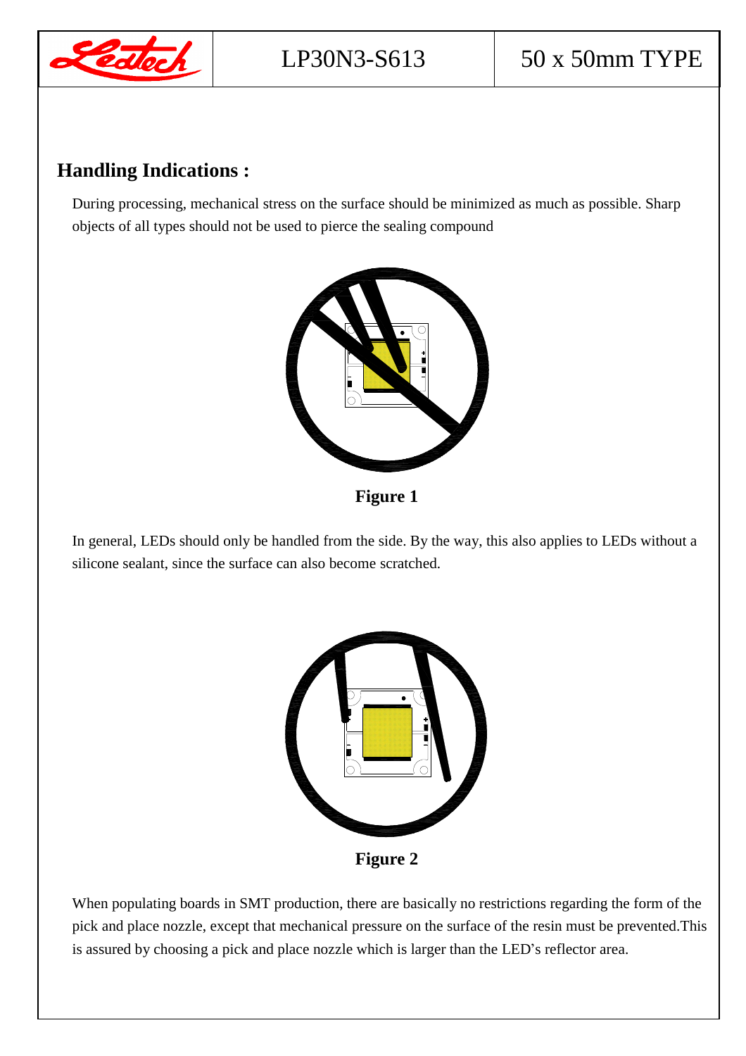## Handling Indications :

During processing, mechanical stress on the surface should be minimized as much as possible. Sharp objects of all types should not be used to pierce the sealing compound

**Figure 1**

In general, LEDs should only be handled from the side. By the way, this also applies to LEDs without a silicone sealant, since the surface can also become scratched.

**Figure 2**

When populating boards in SMT production, there are basically no restrictions regarding the form of the pick and place nozzle, except that mechanical pressure on the surface of the resin must be prevented.This is assured by choosing a pick and place nozzle which is larger than the LED's reflector area.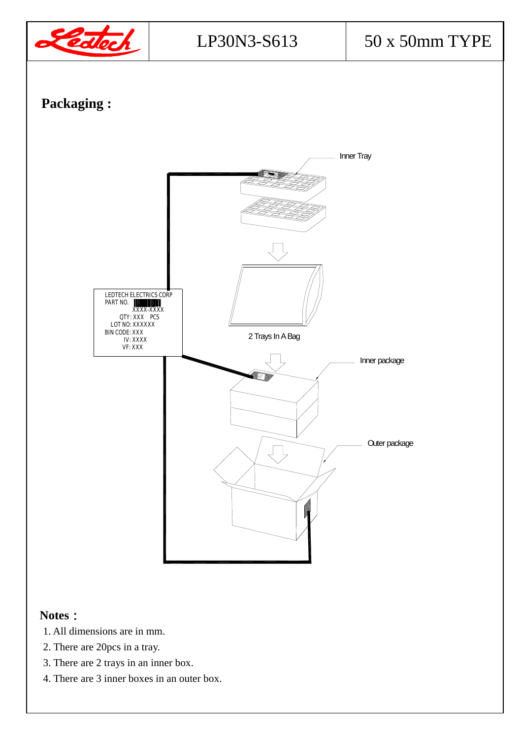| | | |
|---|---|---|
| Ledtech | LP30N3-S613 | 50 x 50mm TYPE |

## Packaging :

Inner Tray

LEDTECH ELECTRICS CORP
PART NO.
XXXX-XXXX
QTY: XXX PCS
LOT NO: XXXXXX
BIN CODE: XXX
IV: XXXX
VF: XXX

2 Trays In A Bag

Inner package

Outer package

**Notes：**

1. All dimensions are in mm.
2. There are 20pcs in a tray.
3. There are 2 trays in an inner box.
4. There are 3 inner boxes in an outer box.